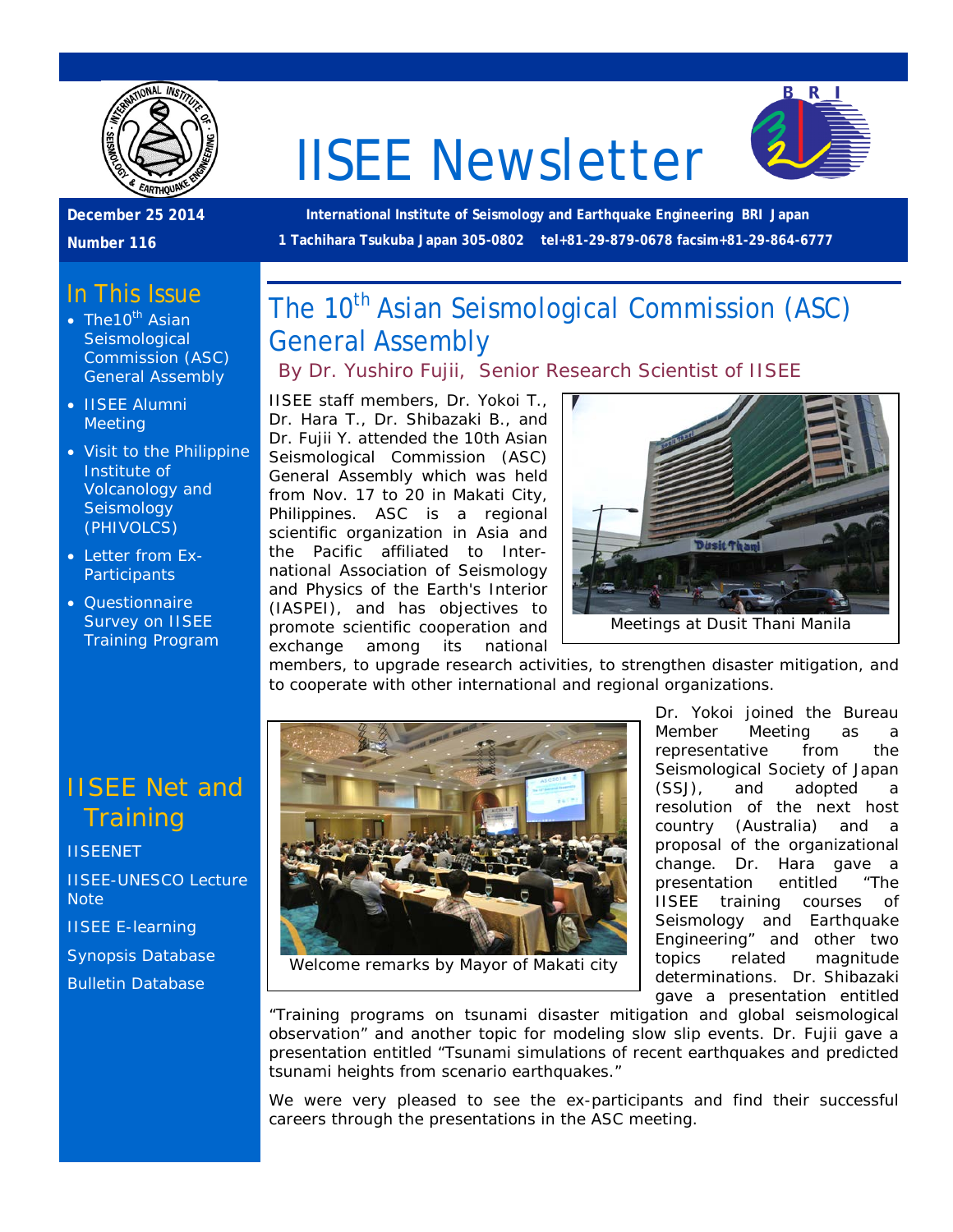# IISEE Newsletter

**December 25 2014**

**Number 116**

**International Institute of Seismology and Earthquake Engineering BRI Japan**

**1 Tachihara Tsukuba Japan 305-0802 tel+81-29-879-0678 facsim+81-29-864-6777**

## In This Issue

- The10th Asian Seismological Commission (ASC) General Assembly
- IISEE Alumni Meeting
- Visit to the Philippine Institute of Volcanology and Seismology (PHIVOLCS)
- Letter from Ex-Participants
- Questionnaire Survey on IISEE Training Program

## IISEE Net and Training

IISEENET

IISEE-UNESCO Lecture Note

IISEE E-learning

Synopsis Database

Bulletin Database

## The 10th Asian Seismological Commission (ASC) General Assembly

By Dr. Yushiro Fujii, Senior Research Scientist of IISEE

IISEE staff members, Dr. Yokoi T., Dr. Hara T., Dr. Shibazaki B., and Dr. Fujii Y. attended the 10th Asian Seismological Commission (ASC) General Assembly which was held from Nov. 17 to 20 in Makati City, Philippines. ASC is a regional scientific organization in Asia and the Pacific affiliated to International Association of Seismology and Physics of the Earth's Interior (IASPEI), and has objectives to promote scientific cooperation and exchange among its national members, to upgrade research activities, to strengthen disaster mitigation, and to cooperate with other international and regional organizations.

Meetings at Dusit Thani Manila

Welcome remarks by Mayor of Makati city

Dr. Yokoi joined the Bureau Member Meeting as a representative from the Seismological Society of Japan (SSJ), and adopted a resolution of the next host country (Australia) and a proposal of the organizational change. Dr. Hara gave a presentation entitled "The IISEE training courses of Seismology and Earthquake Engineering" and other two topics related magnitude determinations. Dr. Shibazaki gave a presentation entitled "Training programs on tsunami disaster mitigation and global seismological observation" and another topic for modeling slow slip events. Dr. Fujii gave a presentation entitled "Tsunami simulations of recent earthquakes and predicted tsunami heights from scenario earthquakes."

We were very pleased to see the ex-participants and find their successful careers through the presentations in the ASC meeting.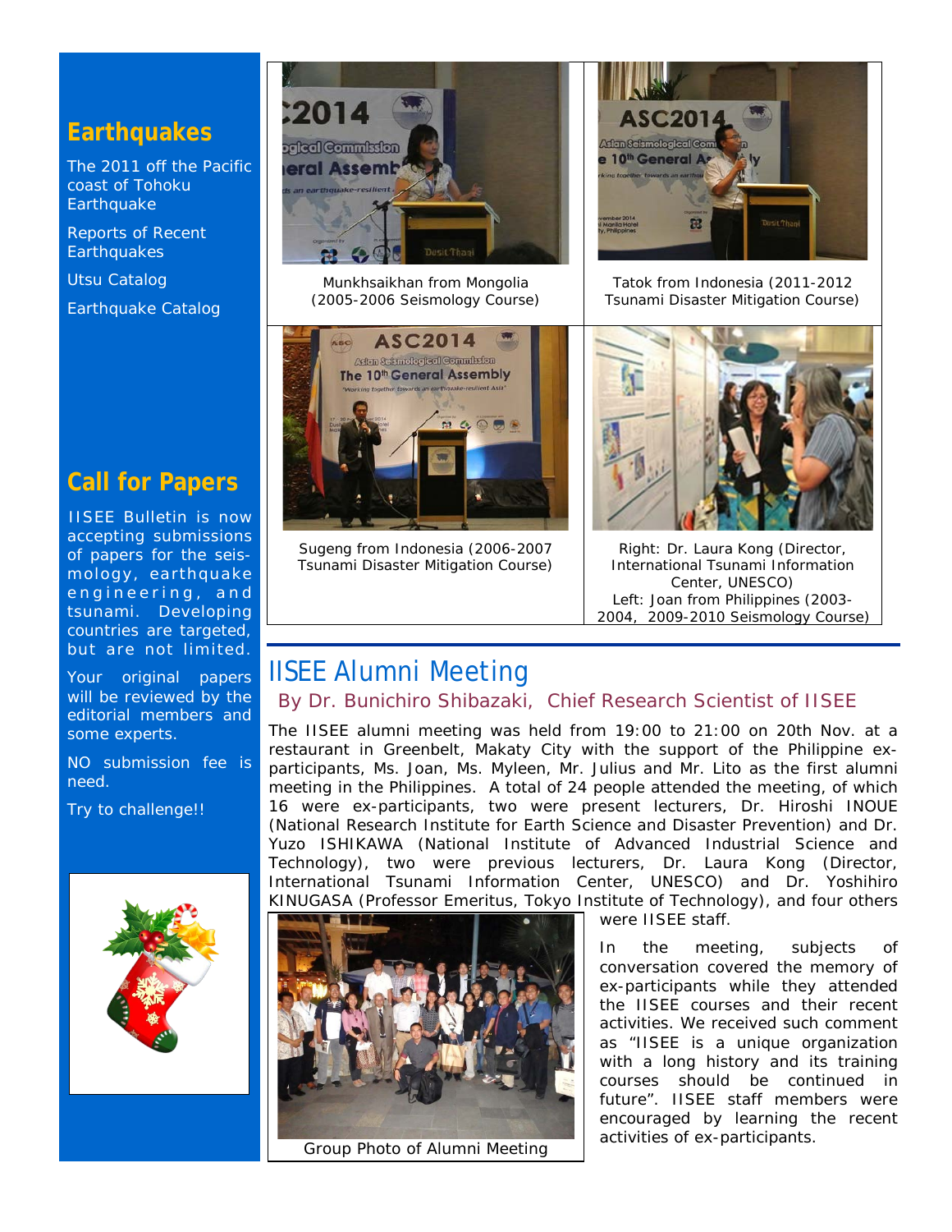## Earthquakes

The 2011 off the Pacific coast of Tohoku Earthquake

Reports of Recent Earthquakes

Utsu Catalog

Earthquake Catalog

## Call for Papers

IISEE Bulletin is now accepting submissions of papers for the seismology, earthquake engineering, and tsunami. Developing countries are targeted, but are not limited.

Your original papers will be reviewed by the editorial members and some experts.

NO submission fee is need.

Try to challenge!!

Munkhsaikhan from Mongolia (2005-2006 Seismology Course)

Tatok from Indonesia (2011-2012 Tsunami Disaster Mitigation Course)

Sugeng from Indonesia (2006-2007 Tsunami Disaster Mitigation Course)

Right: Dr. Laura Kong (Director, International Tsunami Information Center, UNESCO)
Left: Joan from Philippines (2003-2004, 2009-2010 Seismology Course)

# IISEE Alumni Meeting

By Dr. Bunichiro Shibazaki, Chief Research Scientist of IISEE

The IISEE alumni meeting was held from 19:00 to 21:00 on 20th Nov. at a restaurant in Greenbelt, Makaty City with the support of the Philippine ex-participants, Ms. Joan, Ms. Myleen, Mr. Julius and Mr. Lito as the first alumni meeting in the Philippines. A total of 24 people attended the meeting, of which 16 were ex-participants, two were present lecturers, Dr. Hiroshi INOUE (National Research Institute for Earth Science and Disaster Prevention) and Dr. Yuzo ISHIKAWA (National Institute of Advanced Industrial Science and Technology), two were previous lecturers, Dr. Laura Kong (Director, International Tsunami Information Center, UNESCO) and Dr. Yoshihiro KINUGASA (Professor Emeritus, Tokyo Institute of Technology), and four others were IISEE staff.

Group Photo of Alumni Meeting

In the meeting, subjects of conversation covered the memory of ex-participants while they attended the IISEE courses and their recent activities. We received such comment as "IISEE is a unique organization with a long history and its training courses should be continued in future". IISEE staff members were encouraged by learning the recent activities of ex-participants.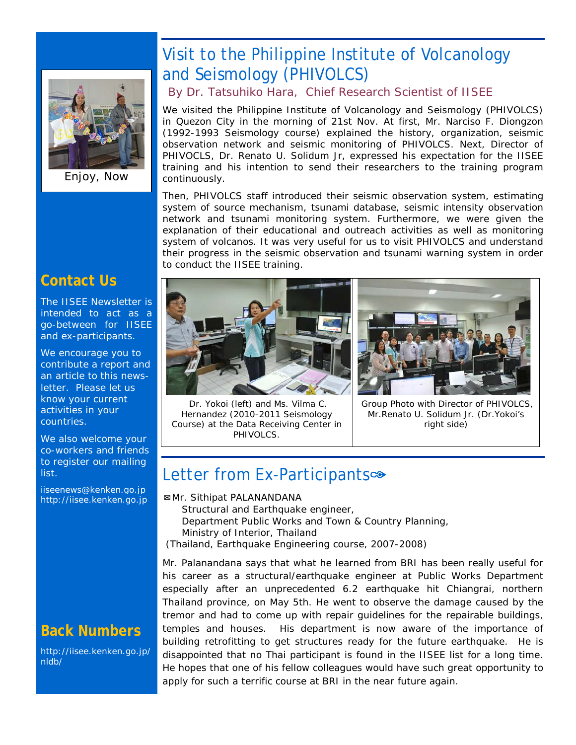Enjoy, Now

## Contact Us

The IISEE Newsletter is intended to act as a go-between for IISEE and ex-participants.

We encourage you to contribute a report and an article to this newsletter. Please let us know your current activities in your countries.

We also welcome your co-workers and friends to register our mailing list.

iiseenews@kenken.go.jp
http://iisee.kenken.go.jp

## Back Numbers

http://iisee.kenken.go.jp/nldb/

# Visit to the Philippine Institute of Volcanology and Seismology (PHIVOLCS)

By Dr. Tatsuhiko Hara, Chief Research Scientist of IISEE

We visited the Philippine Institute of Volcanology and Seismology (PHIVOLCS) in Quezon City in the morning of 21st Nov. At first, Mr. Narciso F. Diongzon (1992-1993 Seismology course) explained the history, organization, seismic observation network and seismic monitoring of PHIVOLCS. Next, Director of PHIVOCLS, Dr. Renato U. Solidum Jr, expressed his expectation for the IISEE training and his intention to send their researchers to the training program continuously.

Then, PHIVOLCS staff introduced their seismic observation system, estimating system of source mechanism, tsunami database, seismic intensity observation network and tsunami monitoring system. Furthermore, we were given the explanation of their educational and outreach activities as well as monitoring system of volcanos. It was very useful for us to visit PHIVOLCS and understand their progress in the seismic observation and tsunami warning system in order to conduct the IISEE training.

Dr. Yokoi (left) and Ms. Vilma C. Hernandez (2010-2011 Seismology Course) at the Data Receiving Center in PHIVOLCS.

Group Photo with Director of PHIVOLCS, Mr.Renato U. Solidum Jr. (Dr.Yokoi's right side)

# Letter from Ex-Participants

✉Mr. Sithipat PALANANDANA
Structural and Earthquake engineer,
Department Public Works and Town & Country Planning,
Ministry of Interior, Thailand
(Thailand, Earthquake Engineering course, 2007-2008)

Mr. Palanandana says that what he learned from BRI has been really useful for his career as a structural/earthquake engineer at Public Works Department especially after an unprecedented 6.2 earthquake hit Chiangrai, northern Thailand province, on May 5th. He went to observe the damage caused by the tremor and had to come up with repair guidelines for the repairable buildings, temples and houses. His department is now aware of the importance of building retrofitting to get structures ready for the future earthquake. He is disappointed that no Thai participant is found in the IISEE list for a long time. He hopes that one of his fellow colleagues would have such great opportunity to apply for such a terrific course at BRI in the near future again.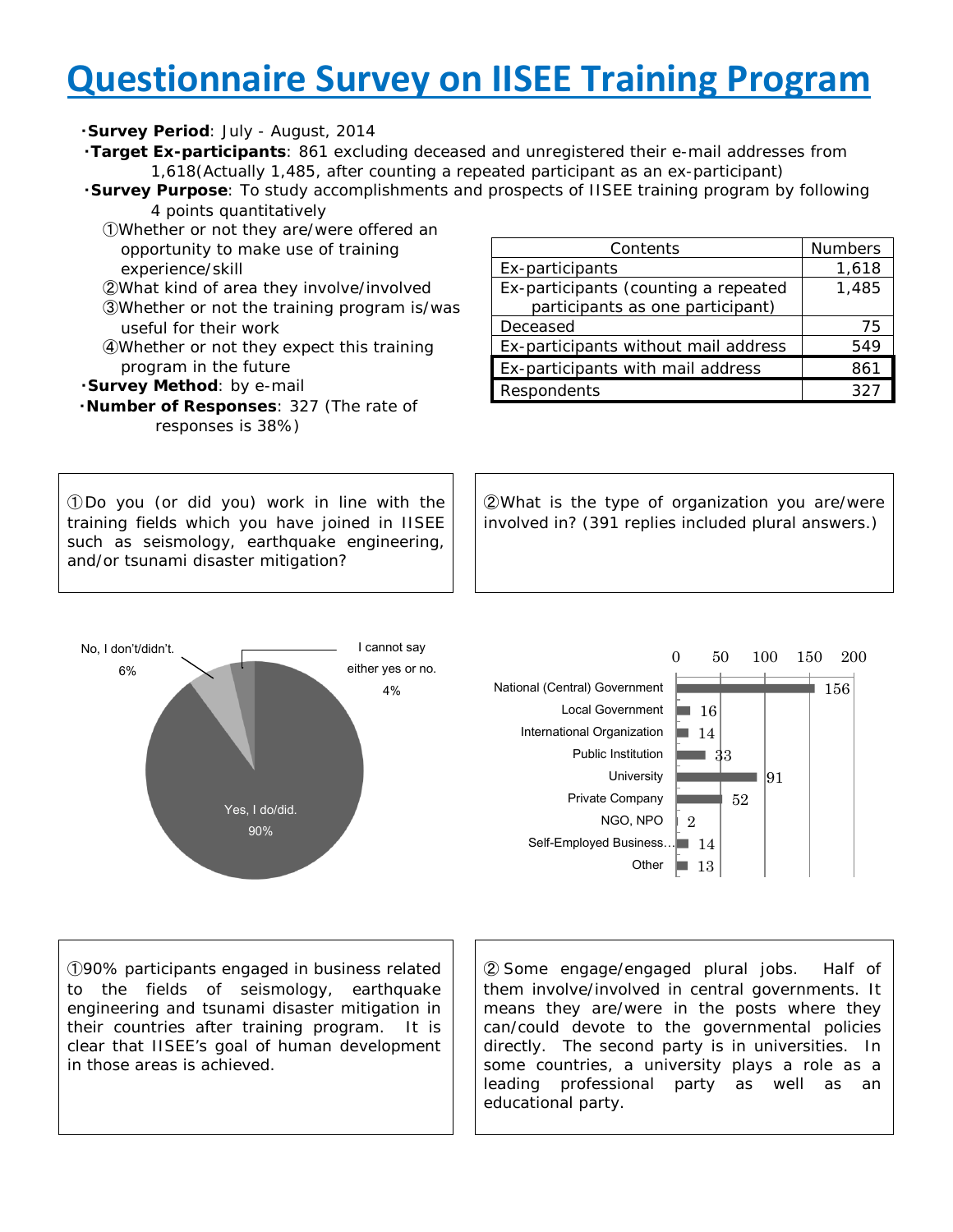# Questionnaire Survey on IISEE Training Program

- **Survey Period**: July - August, 2014
- **Target Ex-participants**: 861 excluding deceased and unregistered their e-mail addresses from 1,618(Actually 1,485, after counting a repeated participant as an ex-participant)
- **Survey Purpose**: To study accomplishments and prospects of IISEE training program by following 4 points quantitatively
  - ①Whether or not they are/were offered an opportunity to make use of training experience/skill
  - ②What kind of area they involve/involved
  - ③Whether or not the training program is/was useful for their work
  - ④Whether or not they expect this training program in the future
- **Survey Method**: by e-mail
- **Number of Responses**: 327 (The rate of responses is 38%)

| Contents | Numbers |
|---|---|
| Ex-participants | 1,618 |
| Ex-participants (counting a repeated participants as one participant) | 1,485 |
| Deceased | 75 |
| Ex-participants without mail address | 549 |
| Ex-participants with mail address | 861 |
| Respondents | 327 |

①Do you (or did you) work in line with the training fields which you have joined in IISEE such as seismology, earthquake engineering, and/or tsunami disaster mitigation?

| Answer | Percentage |
|---|---|
| Yes, I do/did. | 90% |
| No, I don't/didn't. | 6% |
| I cannot say either yes or no. | 4% |

②What is the type of organization you are/were involved in? (391 replies included plural answers.)

| Organization | Number |
|---|---|
| National (Central) Government | 156 |
| Local Government | 16 |
| International Organization | 14 |
| Public Institution | 33 |
| University | 91 |
| Private Company | 52 |
| NGO, NPO | 2 |
| Self-Employed Business... | 14 |
| Other | 13 |

①90% participants engaged in business related to the fields of seismology, earthquake engineering and tsunami disaster mitigation in their countries after training program. It is clear that IISEE's goal of human development in those areas is achieved.

② Some engage/engaged plural jobs. Half of them involve/involved in central governments. It means they are/were in the posts where they can/could devote to the governmental policies directly. The second party is in universities. In some countries, a university plays a role as a leading professional party as well as an educational party.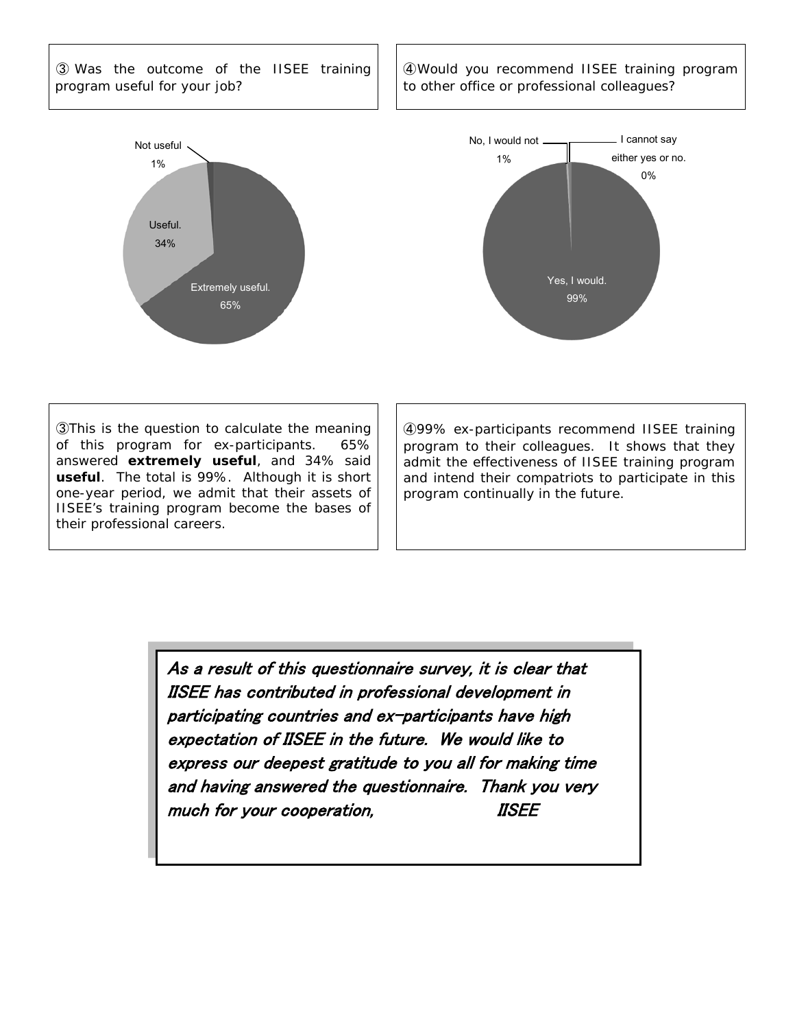③ Was the outcome of the IISEE training program useful for your job?

Not useful

1%

Useful.

34%

Extremely useful.

65%

④Would you recommend IISEE training program to other office or professional colleagues?

No, I would not

1%

I cannot say either yes or no.

0%

Yes, I would.

99%

③This is the question to calculate the meaning of this program for ex-participants. 65% answered **extremely useful**, and 34% said **useful**. The total is 99%. Although it is short one-year period, we admit that their assets of IISEE's training program become the bases of their professional careers.

④99% ex-participants recommend IISEE training program to their colleagues. It shows that they admit the effectiveness of IISEE training program and intend their compatriots to participate in this program continually in the future.

*As a result of this questionnaire survey, it is clear that IISEE has contributed in professional development in participating countries and ex-participants have high expectation of IISEE in the future. We would like to express our deepest gratitude to you all for making time and having answered the questionnaire. Thank you very much for your cooperation, IISEE*